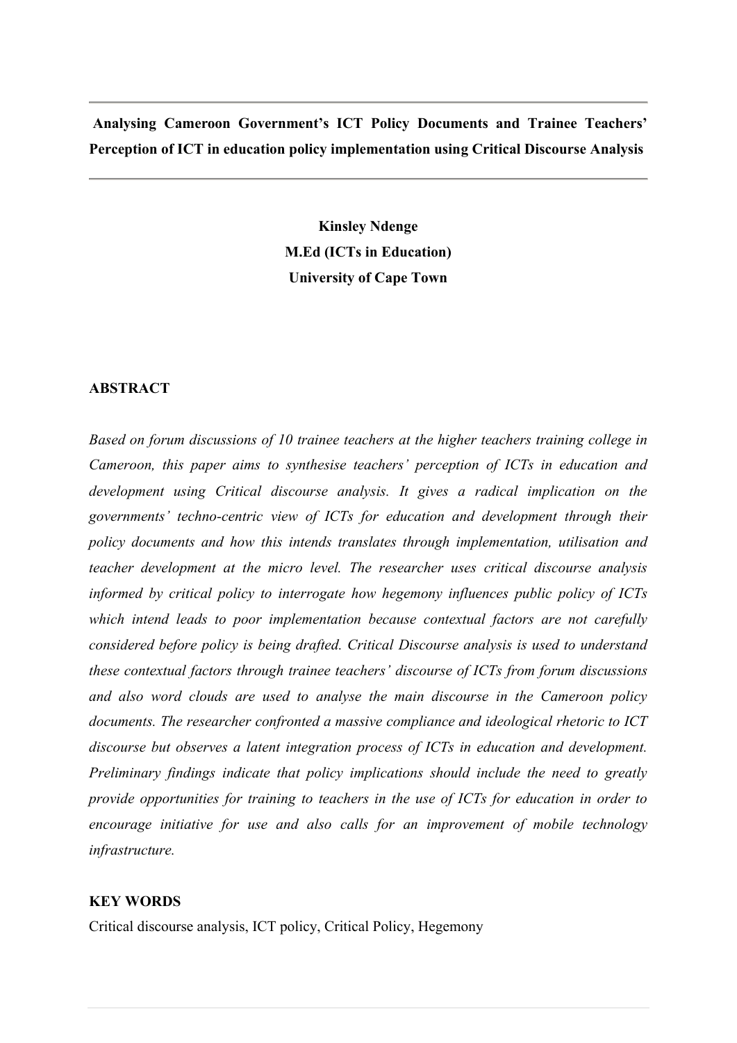# Analysing Cameroon Government's ICT Policy Documents and Trainee Teachers' Perception of ICT in education policy implementation using Critical Discourse Analysis

**Kinsley Ndenge**
**M.Ed (ICTs in Education)**
**University of Cape Town**

## ABSTRACT

*Based on forum discussions of 10 trainee teachers at the higher teachers training college in Cameroon, this paper aims to synthesise teachers' perception of ICTs in education and development using Critical discourse analysis. It gives a radical implication on the governments' techno-centric view of ICTs for education and development through their policy documents and how this intends translates through implementation, utilisation and teacher development at the micro level. The researcher uses critical discourse analysis informed by critical policy to interrogate how hegemony influences public policy of ICTs which intend leads to poor implementation because contextual factors are not carefully considered before policy is being drafted. Critical Discourse analysis is used to understand these contextual factors through trainee teachers' discourse of ICTs from forum discussions and also word clouds are used to analyse the main discourse in the Cameroon policy documents. The researcher confronted a massive compliance and ideological rhetoric to ICT discourse but observes a latent integration process of ICTs in education and development. Preliminary findings indicate that policy implications should include the need to greatly provide opportunities for training to teachers in the use of ICTs for education in order to encourage initiative for use and also calls for an improvement of mobile technology infrastructure.*

## KEY WORDS

Critical discourse analysis, ICT policy, Critical Policy, Hegemony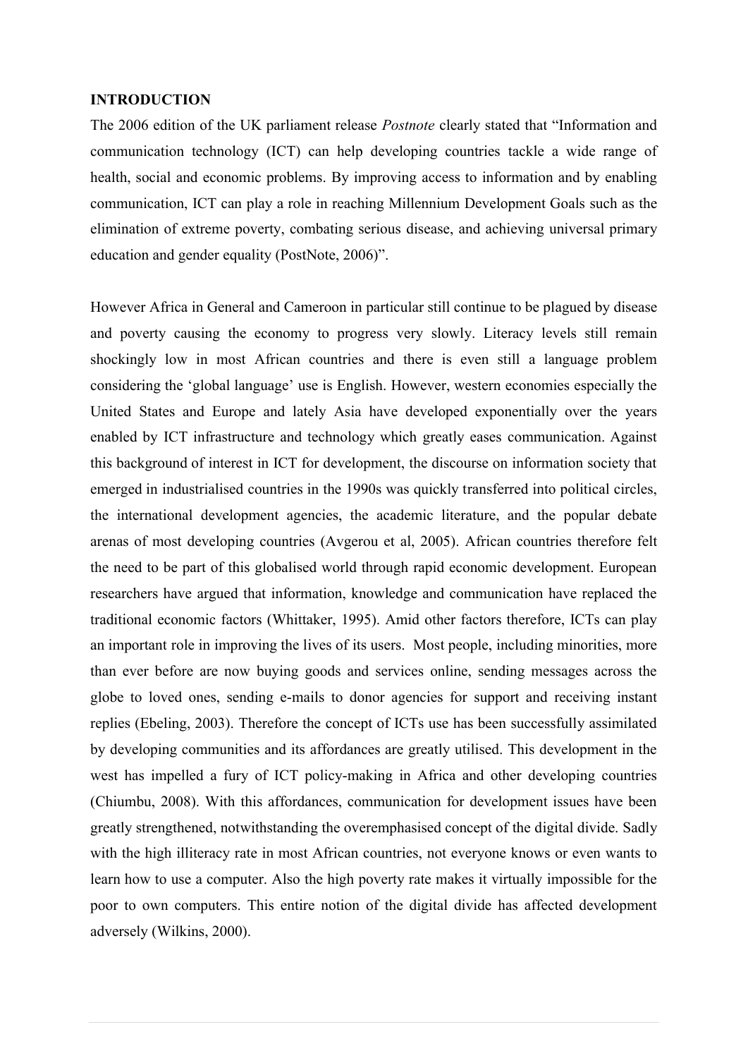## INTRODUCTION

The 2006 edition of the UK parliament release *Postnote* clearly stated that "Information and communication technology (ICT) can help developing countries tackle a wide range of health, social and economic problems. By improving access to information and by enabling communication, ICT can play a role in reaching Millennium Development Goals such as the elimination of extreme poverty, combating serious disease, and achieving universal primary education and gender equality (PostNote, 2006)".

However Africa in General and Cameroon in particular still continue to be plagued by disease and poverty causing the economy to progress very slowly. Literacy levels still remain shockingly low in most African countries and there is even still a language problem considering the 'global language' use is English. However, western economies especially the United States and Europe and lately Asia have developed exponentially over the years enabled by ICT infrastructure and technology which greatly eases communication. Against this background of interest in ICT for development, the discourse on information society that emerged in industrialised countries in the 1990s was quickly transferred into political circles, the international development agencies, the academic literature, and the popular debate arenas of most developing countries (Avgerou et al, 2005). African countries therefore felt the need to be part of this globalised world through rapid economic development. European researchers have argued that information, knowledge and communication have replaced the traditional economic factors (Whittaker, 1995). Amid other factors therefore, ICTs can play an important role in improving the lives of its users. Most people, including minorities, more than ever before are now buying goods and services online, sending messages across the globe to loved ones, sending e-mails to donor agencies for support and receiving instant replies (Ebeling, 2003). Therefore the concept of ICTs use has been successfully assimilated by developing communities and its affordances are greatly utilised. This development in the west has impelled a fury of ICT policy-making in Africa and other developing countries (Chiumbu, 2008). With this affordances, communication for development issues have been greatly strengthened, notwithstanding the overemphasised concept of the digital divide. Sadly with the high illiteracy rate in most African countries, not everyone knows or even wants to learn how to use a computer. Also the high poverty rate makes it virtually impossible for the poor to own computers. This entire notion of the digital divide has affected development adversely (Wilkins, 2000).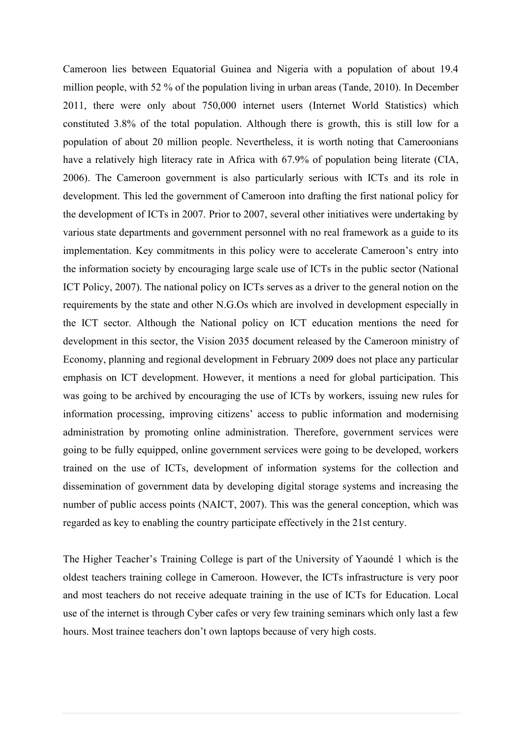Cameroon lies between Equatorial Guinea and Nigeria with a population of about 19.4 million people, with 52 % of the population living in urban areas (Tande, 2010). In December 2011, there were only about 750,000 internet users (Internet World Statistics) which constituted 3.8% of the total population. Although there is growth, this is still low for a population of about 20 million people. Nevertheless, it is worth noting that Cameroonians have a relatively high literacy rate in Africa with 67.9% of population being literate (CIA, 2006). The Cameroon government is also particularly serious with ICTs and its role in development. This led the government of Cameroon into drafting the first national policy for the development of ICTs in 2007. Prior to 2007, several other initiatives were undertaking by various state departments and government personnel with no real framework as a guide to its implementation. Key commitments in this policy were to accelerate Cameroon's entry into the information society by encouraging large scale use of ICTs in the public sector (National ICT Policy, 2007). The national policy on ICTs serves as a driver to the general notion on the requirements by the state and other N.G.Os which are involved in development especially in the ICT sector. Although the National policy on ICT education mentions the need for development in this sector, the Vision 2035 document released by the Cameroon ministry of Economy, planning and regional development in February 2009 does not place any particular emphasis on ICT development. However, it mentions a need for global participation. This was going to be archived by encouraging the use of ICTs by workers, issuing new rules for information processing, improving citizens' access to public information and modernising administration by promoting online administration. Therefore, government services were going to be fully equipped, online government services were going to be developed, workers trained on the use of ICTs, development of information systems for the collection and dissemination of government data by developing digital storage systems and increasing the number of public access points (NAICT, 2007). This was the general conception, which was regarded as key to enabling the country participate effectively in the 21st century.

The Higher Teacher's Training College is part of the University of Yaoundé 1 which is the oldest teachers training college in Cameroon. However, the ICTs infrastructure is very poor and most teachers do not receive adequate training in the use of ICTs for Education. Local use of the internet is through Cyber cafes or very few training seminars which only last a few hours. Most trainee teachers don't own laptops because of very high costs.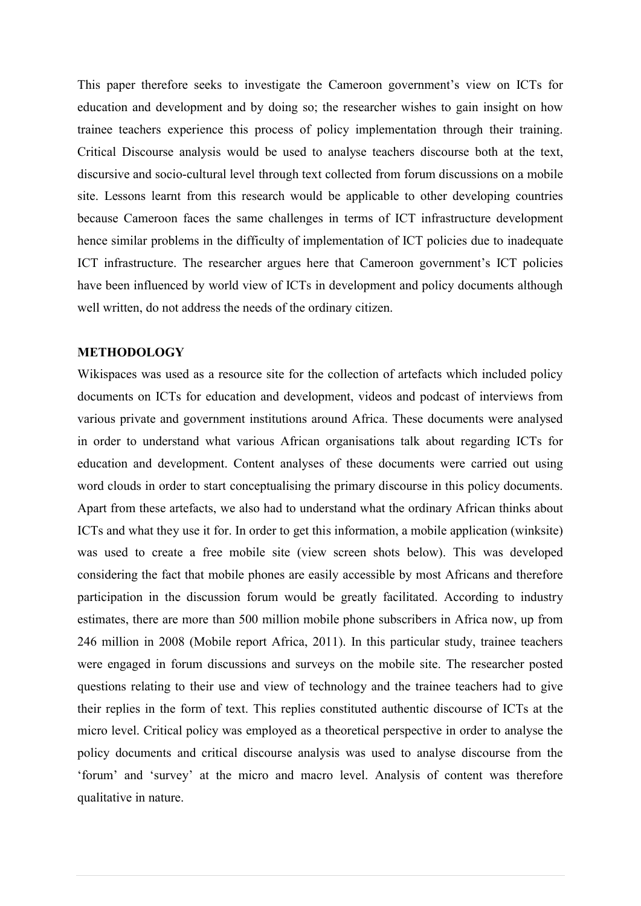This paper therefore seeks to investigate the Cameroon government's view on ICTs for education and development and by doing so; the researcher wishes to gain insight on how trainee teachers experience this process of policy implementation through their training. Critical Discourse analysis would be used to analyse teachers discourse both at the text, discursive and socio-cultural level through text collected from forum discussions on a mobile site. Lessons learnt from this research would be applicable to other developing countries because Cameroon faces the same challenges in terms of ICT infrastructure development hence similar problems in the difficulty of implementation of ICT policies due to inadequate ICT infrastructure. The researcher argues here that Cameroon government's ICT policies have been influenced by world view of ICTs in development and policy documents although well written, do not address the needs of the ordinary citizen.

**METHODOLOGY**

Wikispaces was used as a resource site for the collection of artefacts which included policy documents on ICTs for education and development, videos and podcast of interviews from various private and government institutions around Africa. These documents were analysed in order to understand what various African organisations talk about regarding ICTs for education and development. Content analyses of these documents were carried out using word clouds in order to start conceptualising the primary discourse in this policy documents. Apart from these artefacts, we also had to understand what the ordinary African thinks about ICTs and what they use it for. In order to get this information, a mobile application (winksite) was used to create a free mobile site (view screen shots below). This was developed considering the fact that mobile phones are easily accessible by most Africans and therefore participation in the discussion forum would be greatly facilitated. According to industry estimates, there are more than 500 million mobile phone subscribers in Africa now, up from 246 million in 2008 (Mobile report Africa, 2011). In this particular study, trainee teachers were engaged in forum discussions and surveys on the mobile site. The researcher posted questions relating to their use and view of technology and the trainee teachers had to give their replies in the form of text. This replies constituted authentic discourse of ICTs at the micro level. Critical policy was employed as a theoretical perspective in order to analyse the policy documents and critical discourse analysis was used to analyse discourse from the 'forum' and 'survey' at the micro and macro level. Analysis of content was therefore qualitative in nature.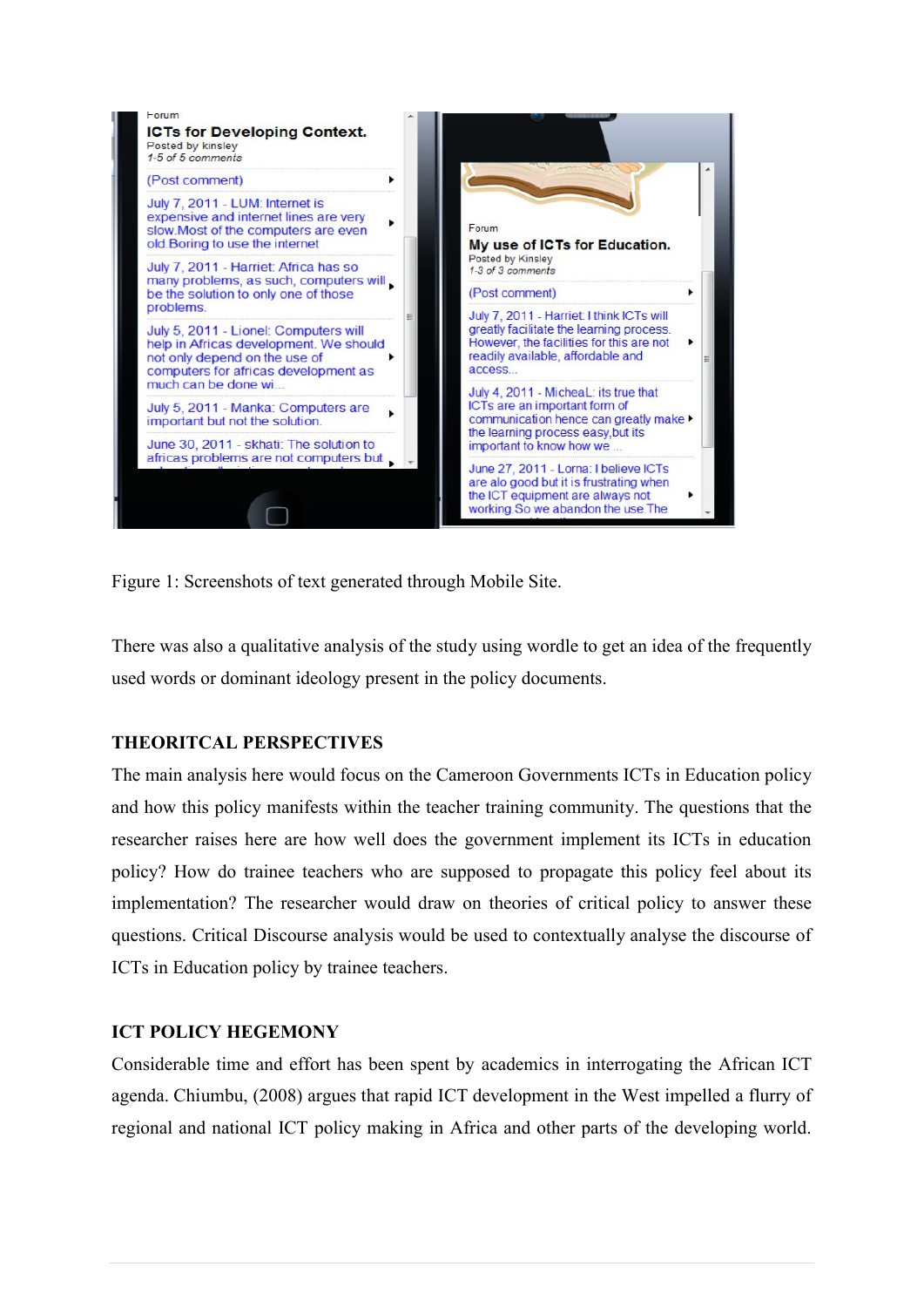Figure 1: Screenshots of text generated through Mobile Site.

There was also a qualitative analysis of the study using wordle to get an idea of the frequently used words or dominant ideology present in the policy documents.

**THEORITCAL PERSPECTIVES**

The main analysis here would focus on the Cameroon Governments ICTs in Education policy and how this policy manifests within the teacher training community. The questions that the researcher raises here are how well does the government implement its ICTs in education policy? How do trainee teachers who are supposed to propagate this policy feel about its implementation? The researcher would draw on theories of critical policy to answer these questions. Critical Discourse analysis would be used to contextually analyse the discourse of ICTs in Education policy by trainee teachers.

**ICT POLICY HEGEMONY**

Considerable time and effort has been spent by academics in interrogating the African ICT agenda. Chiumbu, (2008) argues that rapid ICT development in the West impelled a flurry of regional and national ICT policy making in Africa and other parts of the developing world.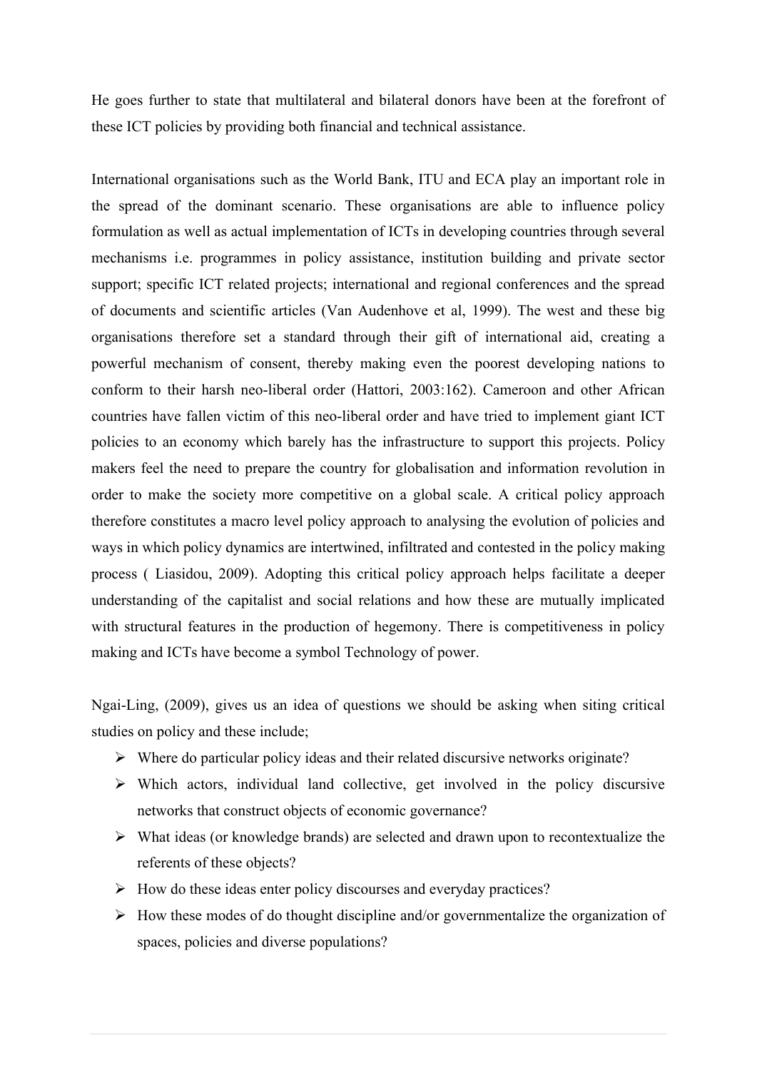He goes further to state that multilateral and bilateral donors have been at the forefront of these ICT policies by providing both financial and technical assistance.

International organisations such as the World Bank, ITU and ECA play an important role in the spread of the dominant scenario. These organisations are able to influence policy formulation as well as actual implementation of ICTs in developing countries through several mechanisms i.e. programmes in policy assistance, institution building and private sector support; specific ICT related projects; international and regional conferences and the spread of documents and scientific articles (Van Audenhove et al, 1999). The west and these big organisations therefore set a standard through their gift of international aid, creating a powerful mechanism of consent, thereby making even the poorest developing nations to conform to their harsh neo-liberal order (Hattori, 2003:162). Cameroon and other African countries have fallen victim of this neo-liberal order and have tried to implement giant ICT policies to an economy which barely has the infrastructure to support this projects. Policy makers feel the need to prepare the country for globalisation and information revolution in order to make the society more competitive on a global scale. A critical policy approach therefore constitutes a macro level policy approach to analysing the evolution of policies and ways in which policy dynamics are intertwined, infiltrated and contested in the policy making process ( Liasidou, 2009). Adopting this critical policy approach helps facilitate a deeper understanding of the capitalist and social relations and how these are mutually implicated with structural features in the production of hegemony. There is competitiveness in policy making and ICTs have become a symbol Technology of power.

Ngai-Ling, (2009), gives us an idea of questions we should be asking when siting critical studies on policy and these include;

- Where do particular policy ideas and their related discursive networks originate?
- Which actors, individual land collective, get involved in the policy discursive networks that construct objects of economic governance?
- What ideas (or knowledge brands) are selected and drawn upon to recontextualize the referents of these objects?
- How do these ideas enter policy discourses and everyday practices?
- How these modes of do thought discipline and/or governmentalize the organization of spaces, policies and diverse populations?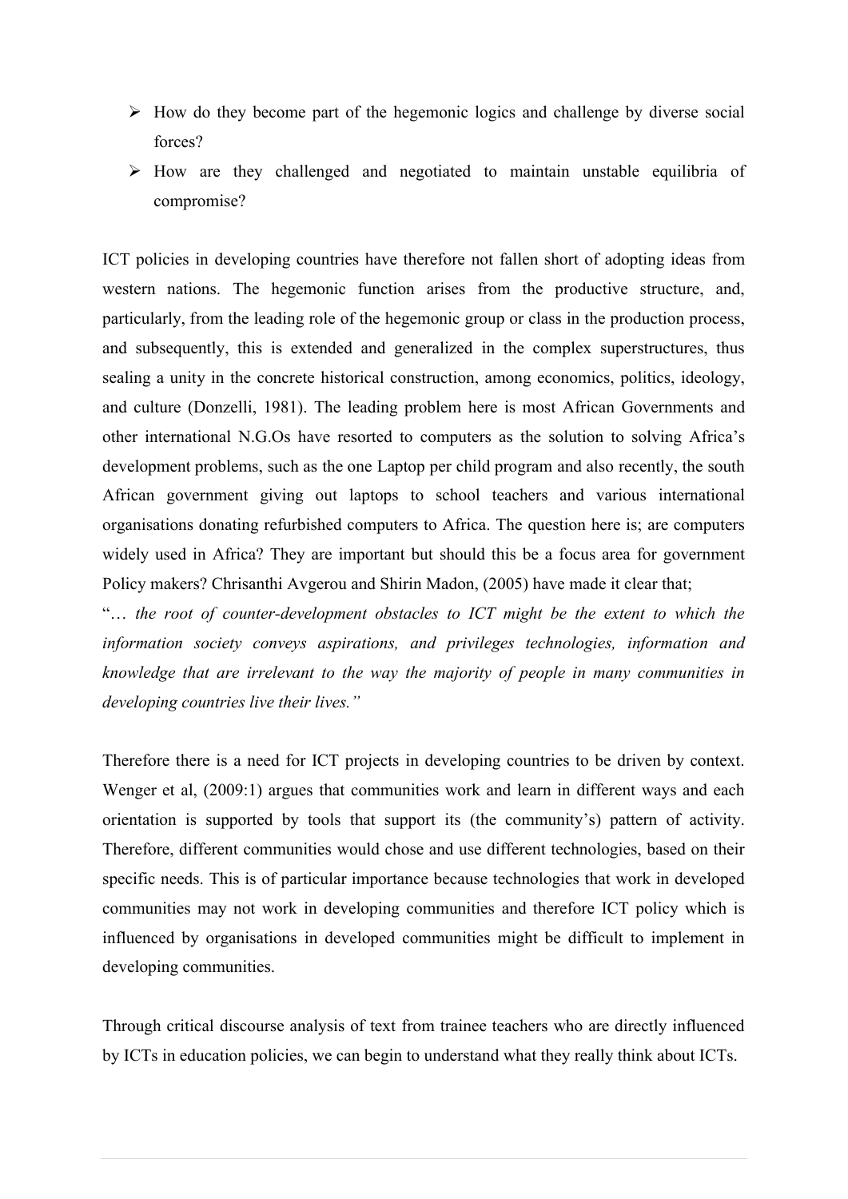- How do they become part of the hegemonic logics and challenge by diverse social forces?
- How are they challenged and negotiated to maintain unstable equilibria of compromise?

ICT policies in developing countries have therefore not fallen short of adopting ideas from western nations. The hegemonic function arises from the productive structure, and, particularly, from the leading role of the hegemonic group or class in the production process, and subsequently, this is extended and generalized in the complex superstructures, thus sealing a unity in the concrete historical construction, among economics, politics, ideology, and culture (Donzelli, 1981). The leading problem here is most African Governments and other international N.G.Os have resorted to computers as the solution to solving Africa's development problems, such as the one Laptop per child program and also recently, the south African government giving out laptops to school teachers and various international organisations donating refurbished computers to Africa. The question here is; are computers widely used in Africa? They are important but should this be a focus area for government Policy makers? Chrisanthi Avgerou and Shirin Madon, (2005) have made it clear that;

"*… the root of counter-development obstacles to ICT might be the extent to which the information society conveys aspirations, and privileges technologies, information and knowledge that are irrelevant to the way the majority of people in many communities in developing countries live their lives.*"

Therefore there is a need for ICT projects in developing countries to be driven by context. Wenger et al, (2009:1) argues that communities work and learn in different ways and each orientation is supported by tools that support its (the community's) pattern of activity. Therefore, different communities would chose and use different technologies, based on their specific needs. This is of particular importance because technologies that work in developed communities may not work in developing communities and therefore ICT policy which is influenced by organisations in developed communities might be difficult to implement in developing communities.

Through critical discourse analysis of text from trainee teachers who are directly influenced by ICTs in education policies, we can begin to understand what they really think about ICTs.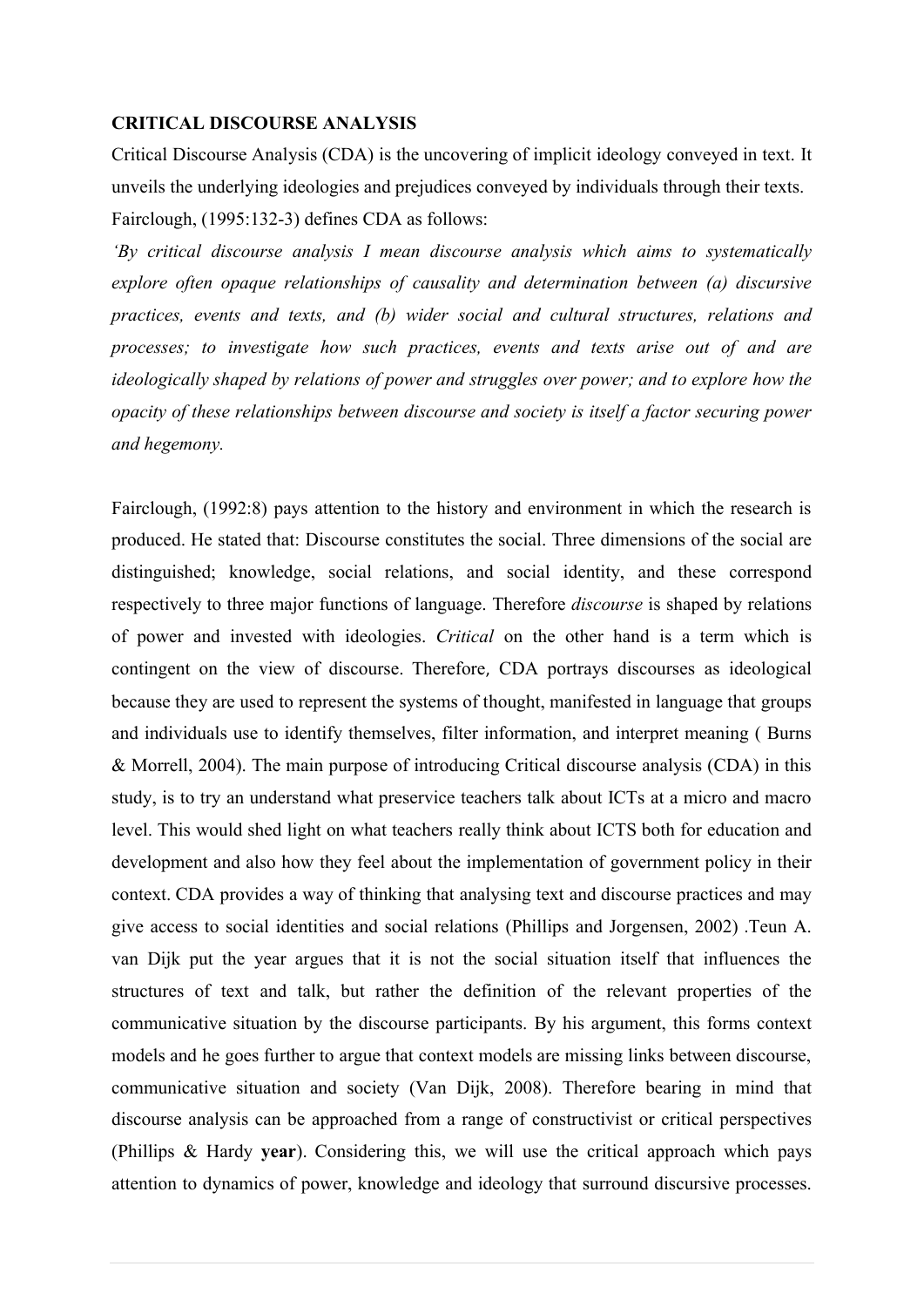**CRITICAL DISCOURSE ANALYSIS**

Critical Discourse Analysis (CDA) is the uncovering of implicit ideology conveyed in text. It unveils the underlying ideologies and prejudices conveyed by individuals through their texts. Fairclough, (1995:132-3) defines CDA as follows:

*'By critical discourse analysis I mean discourse analysis which aims to systematically explore often opaque relationships of causality and determination between (a) discursive practices, events and texts, and (b) wider social and cultural structures, relations and processes; to investigate how such practices, events and texts arise out of and are ideologically shaped by relations of power and struggles over power; and to explore how the opacity of these relationships between discourse and society is itself a factor securing power and hegemony.*

Fairclough, (1992:8) pays attention to the history and environment in which the research is produced. He stated that: Discourse constitutes the social. Three dimensions of the social are distinguished; knowledge, social relations, and social identity, and these correspond respectively to three major functions of language. Therefore *discourse* is shaped by relations of power and invested with ideologies. *Critical* on the other hand is a term which is contingent on the view of discourse. Therefore, CDA portrays discourses as ideological because they are used to represent the systems of thought, manifested in language that groups and individuals use to identify themselves, filter information, and interpret meaning ( Burns & Morrell, 2004). The main purpose of introducing Critical discourse analysis (CDA) in this study, is to try an understand what preservice teachers talk about ICTs at a micro and macro level. This would shed light on what teachers really think about ICTS both for education and development and also how they feel about the implementation of government policy in their context. CDA provides a way of thinking that analysing text and discourse practices and may give access to social identities and social relations (Phillips and Jorgensen, 2002) .Teun A. van Dijk put the year argues that it is not the social situation itself that influences the structures of text and talk, but rather the definition of the relevant properties of the communicative situation by the discourse participants. By his argument, this forms context models and he goes further to argue that context models are missing links between discourse, communicative situation and society (Van Dijk, 2008). Therefore bearing in mind that discourse analysis can be approached from a range of constructivist or critical perspectives (Phillips & Hardy **year**). Considering this, we will use the critical approach which pays attention to dynamics of power, knowledge and ideology that surround discursive processes.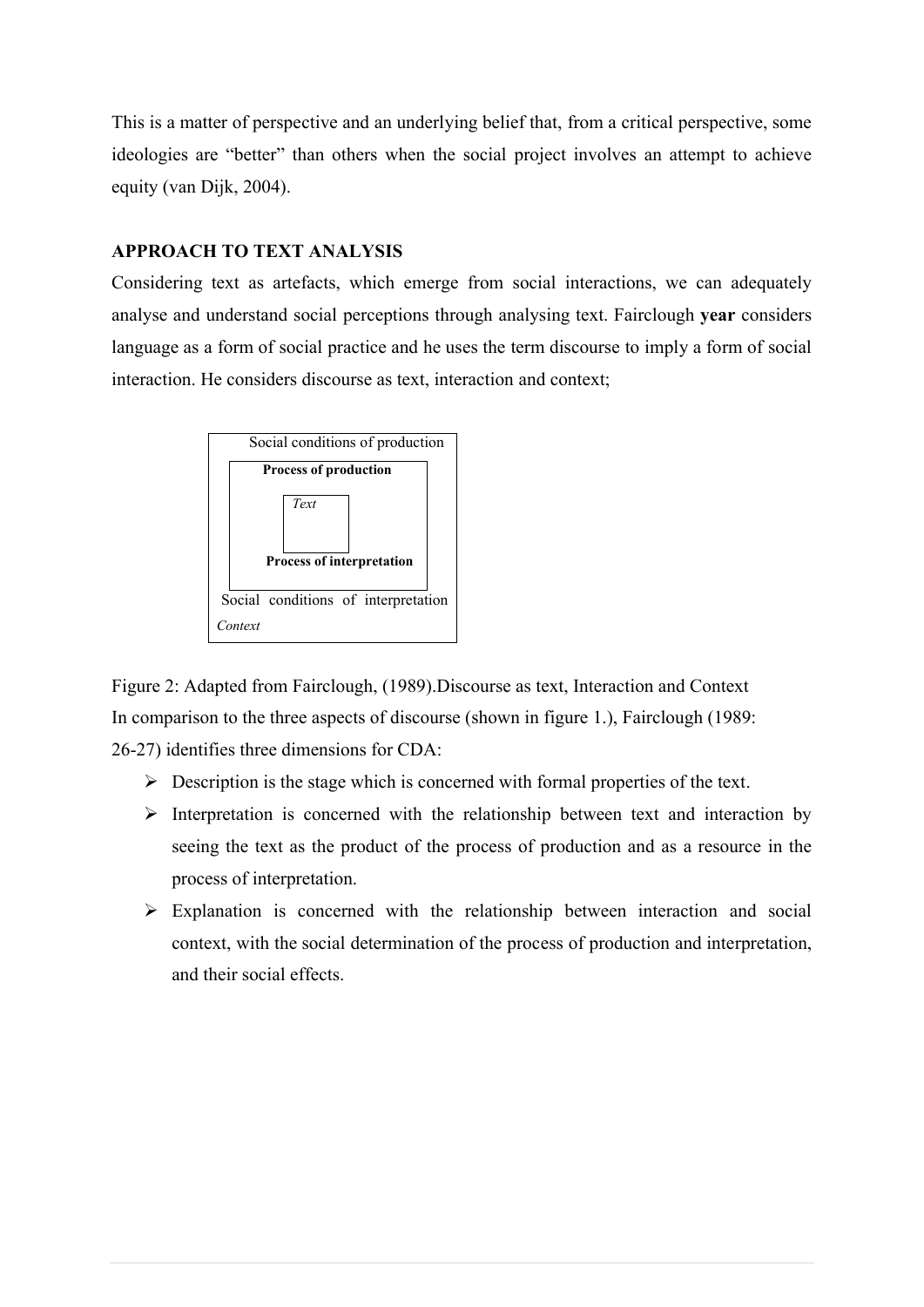This is a matter of perspective and an underlying belief that, from a critical perspective, some ideologies are "better" than others when the social project involves an attempt to achieve equity (van Dijk, 2004).

## APPROACH TO TEXT ANALYSIS

Considering text as artefacts, which emerge from social interactions, we can adequately analyse and understand social perceptions through analysing text. Fairclough **year** considers language as a form of social practice and he uses the term discourse to imply a form of social interaction. He considers discourse as text, interaction and context;

Social conditions of production

**Process of production**

*Text*

**Process of interpretation**

Social conditions of interpretation

*Context*

Figure 2: Adapted from Fairclough, (1989).Discourse as text, Interaction and Context

In comparison to the three aspects of discourse (shown in figure 1.), Fairclough (1989: 26-27) identifies three dimensions for CDA:

- Description is the stage which is concerned with formal properties of the text.
- Interpretation is concerned with the relationship between text and interaction by seeing the text as the product of the process of production and as a resource in the process of interpretation.
- Explanation is concerned with the relationship between interaction and social context, with the social determination of the process of production and interpretation, and their social effects.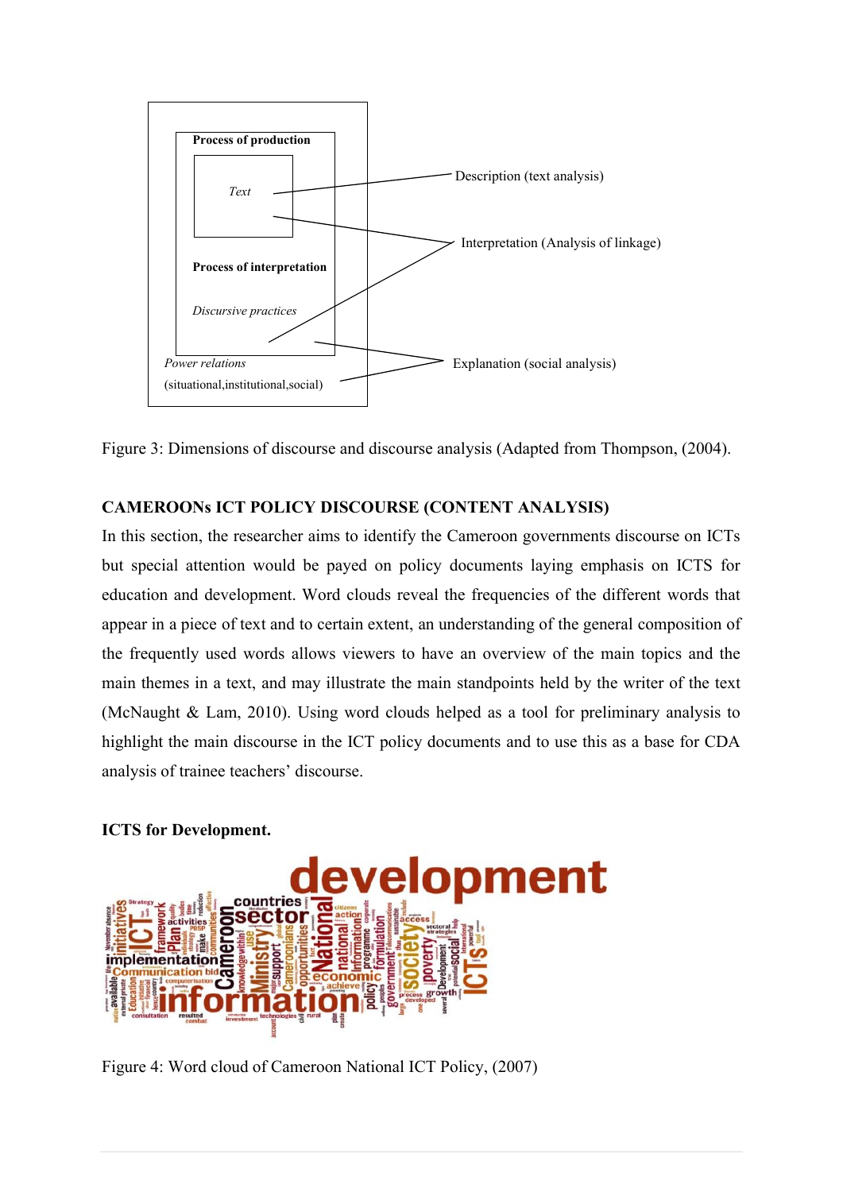Process of production

*Text*

Process of interpretation

*Discursive practices*

*Power relations*

(situational,institutional,social)

Description (text analysis)

Interpretation (Analysis of linkage)

Explanation (social analysis)

Figure 3: Dimensions of discourse and discourse analysis (Adapted from Thompson, (2004).

**CAMEROONs ICT POLICY DISCOURSE (CONTENT ANALYSIS)**

In this section, the researcher aims to identify the Cameroon governments discourse on ICTs but special attention would be payed on policy documents laying emphasis on ICTS for education and development. Word clouds reveal the frequencies of the different words that appear in a piece of text and to certain extent, an understanding of the general composition of the frequently used words allows viewers to have an overview of the main topics and the main themes in a text, and may illustrate the main standpoints held by the writer of the text (McNaught & Lam, 2010). Using word clouds helped as a tool for preliminary analysis to highlight the main discourse in the ICT policy documents and to use this as a base for CDA analysis of trainee teachers' discourse.

**ICTS for Development.**

Figure 4: Word cloud of Cameroon National ICT Policy, (2007)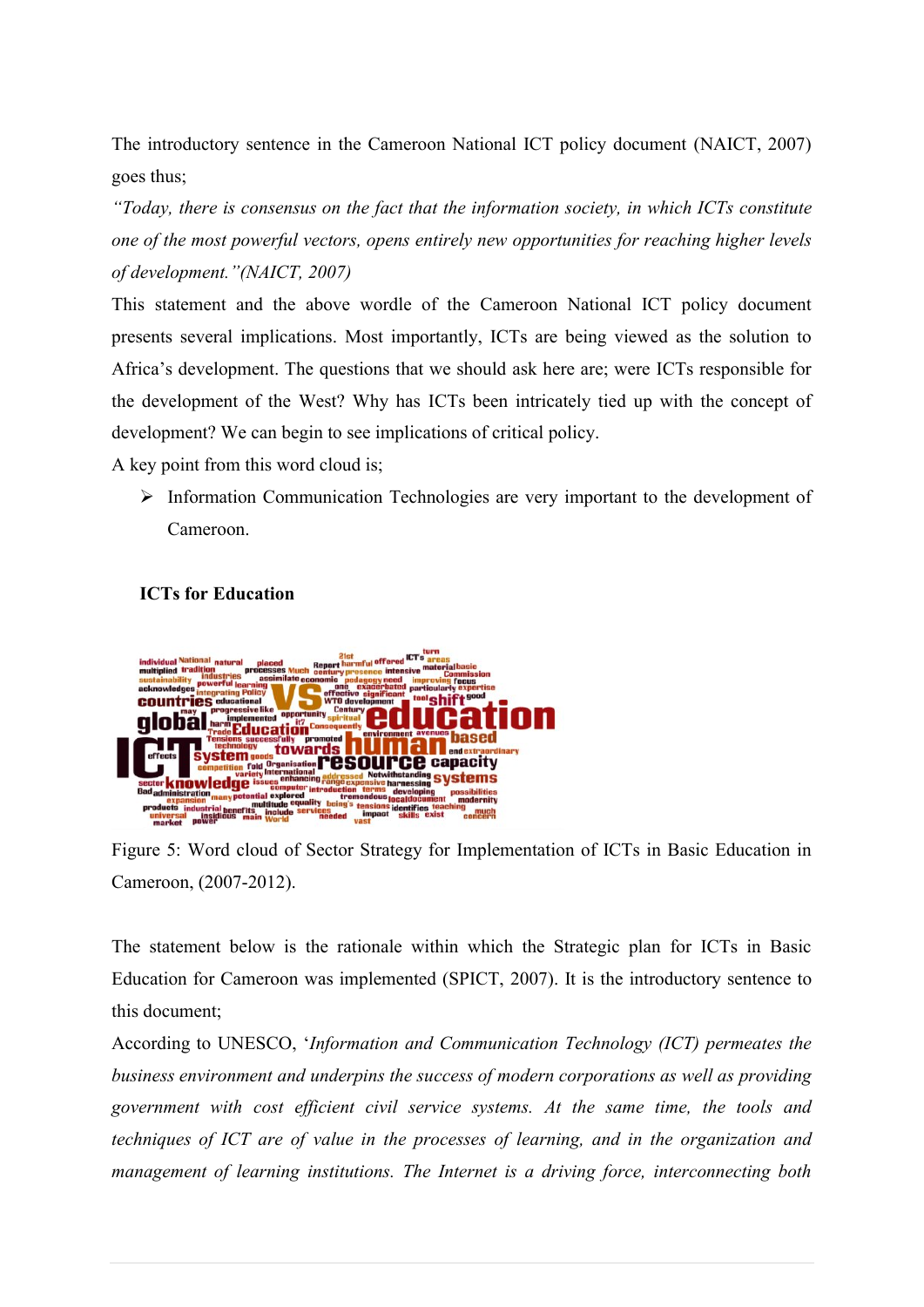The introductory sentence in the Cameroon National ICT policy document (NAICT, 2007) goes thus;

*"Today, there is consensus on the fact that the information society, in which ICTs constitute one of the most powerful vectors, opens entirely new opportunities for reaching higher levels of development."(NAICT, 2007)*

This statement and the above wordle of the Cameroon National ICT policy document presents several implications. Most importantly, ICTs are being viewed as the solution to Africa's development. The questions that we should ask here are; were ICTs responsible for the development of the West? Why has ICTs been intricately tied up with the concept of development? We can begin to see implications of critical policy.

A key point from this word cloud is;

- Information Communication Technologies are very important to the development of Cameroon.

**ICTs for Education**

Figure 5: Word cloud of Sector Strategy for Implementation of ICTs in Basic Education in Cameroon, (2007-2012).

The statement below is the rationale within which the Strategic plan for ICTs in Basic Education for Cameroon was implemented (SPICT, 2007). It is the introductory sentence to this document;

According to UNESCO, '*Information and Communication Technology (ICT) permeates the business environment and underpins the success of modern corporations as well as providing government with cost efficient civil service systems. At the same time, the tools and techniques of ICT are of value in the processes of learning, and in the organization and management of learning institutions. The Internet is a driving force, interconnecting both*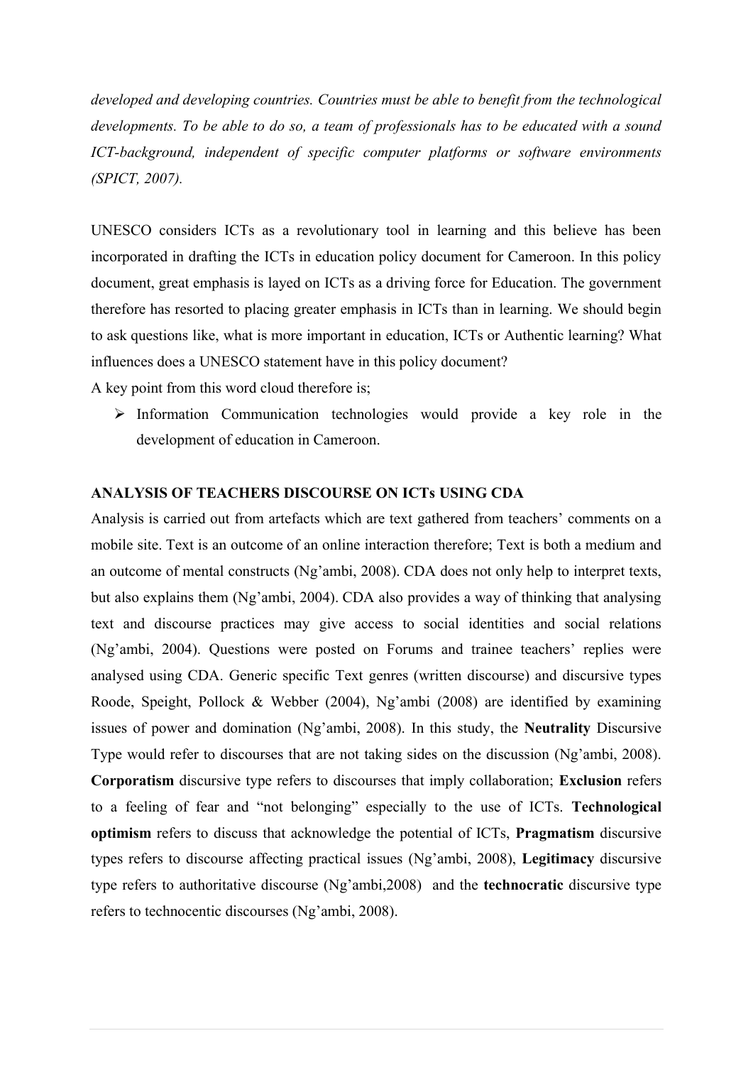*developed and developing countries. Countries must be able to benefit from the technological developments. To be able to do so, a team of professionals has to be educated with a sound ICT-background, independent of specific computer platforms or software environments (SPICT, 2007).*

UNESCO considers ICTs as a revolutionary tool in learning and this believe has been incorporated in drafting the ICTs in education policy document for Cameroon. In this policy document, great emphasis is layed on ICTs as a driving force for Education. The government therefore has resorted to placing greater emphasis in ICTs than in learning. We should begin to ask questions like, what is more important in education, ICTs or Authentic learning? What influences does a UNESCO statement have in this policy document?

A key point from this word cloud therefore is;

- Information Communication technologies would provide a key role in the development of education in Cameroon.

**ANALYSIS OF TEACHERS DISCOURSE ON ICTs USING CDA**

Analysis is carried out from artefacts which are text gathered from teachers' comments on a mobile site. Text is an outcome of an online interaction therefore; Text is both a medium and an outcome of mental constructs (Ng'ambi, 2008). CDA does not only help to interpret texts, but also explains them (Ng'ambi, 2004). CDA also provides a way of thinking that analysing text and discourse practices may give access to social identities and social relations (Ng'ambi, 2004). Questions were posted on Forums and trainee teachers' replies were analysed using CDA. Generic specific Text genres (written discourse) and discursive types Roode, Speight, Pollock & Webber (2004), Ng'ambi (2008) are identified by examining issues of power and domination (Ng'ambi, 2008). In this study, the **Neutrality** Discursive Type would refer to discourses that are not taking sides on the discussion (Ng'ambi, 2008). **Corporatism** discursive type refers to discourses that imply collaboration; **Exclusion** refers to a feeling of fear and "not belonging" especially to the use of ICTs. **Technological optimism** refers to discuss that acknowledge the potential of ICTs, **Pragmatism** discursive types refers to discourse affecting practical issues (Ng'ambi, 2008), **Legitimacy** discursive type refers to authoritative discourse (Ng'ambi,2008) and the **technocratic** discursive type refers to technocentic discourses (Ng'ambi, 2008).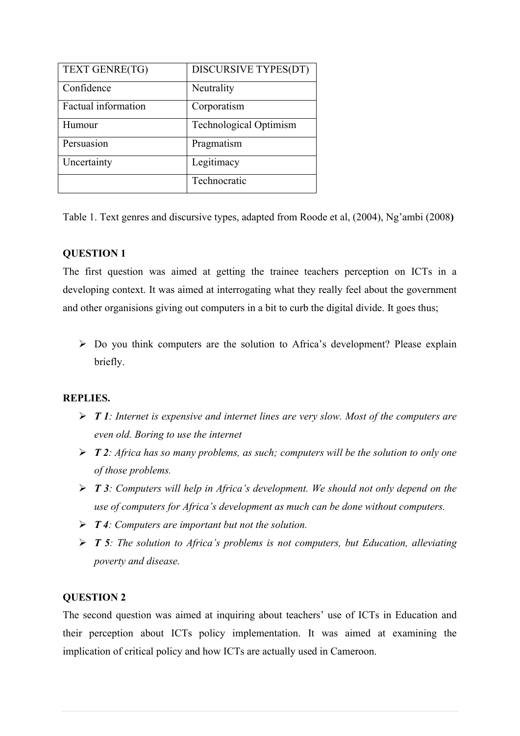| TEXT GENRE(TG) | DISCURSIVE TYPES(DT) |
| --- | --- |
| Confidence | Neutrality |
| Factual information | Corporatism |
| Humour | Technological Optimism |
| Persuasion | Pragmatism |
| Uncertainty | Legitimacy |
| | Technocratic |

Table 1. Text genres and discursive types, adapted from Roode et al, (2004), Ng'ambi (2008**)**

**QUESTION 1**

The first question was aimed at getting the trainee teachers perception on ICTs in a developing context. It was aimed at interrogating what they really feel about the government and other organisations giving out computers in a bit to curb the digital divide. It goes thus;

- Do you think computers are the solution to Africa's development? Please explain briefly.

**REPLIES.**

- ***T 1****: Internet is expensive and internet lines are very slow. Most of the computers are even old. Boring to use the internet*
- ***T 2****: Africa has so many problems, as such; computers will be the solution to only one of those problems.*
- ***T 3****: Computers will help in Africa's development. We should not only depend on the use of computers for Africa's development as much can be done without computers.*
- ***T 4****: Computers are important but not the solution.*
- ***T 5****: The solution to Africa's problems is not computers, but Education, alleviating poverty and disease.*

**QUESTION 2**

The second question was aimed at inquiring about teachers' use of ICTs in Education and their perception about ICTs policy implementation. It was aimed at examining the implication of critical policy and how ICTs are actually used in Cameroon.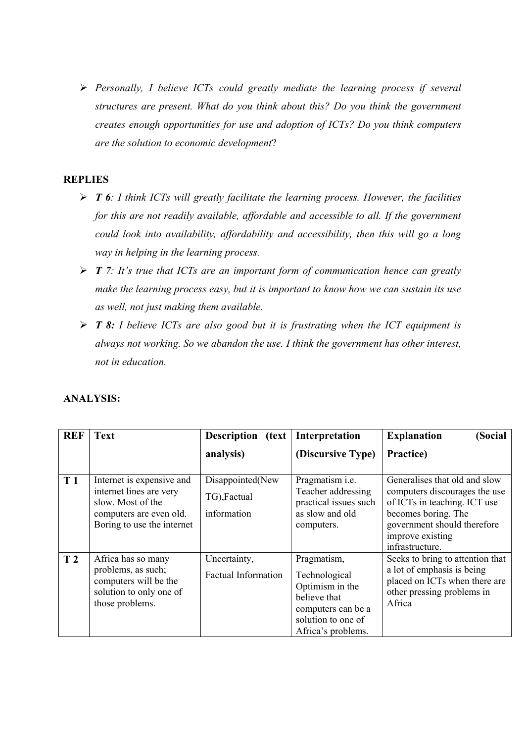- *Personally, I believe ICTs could greatly mediate the learning process if several structures are present. What do you think about this? Do you think the government creates enough opportunities for use and adoption of ICTs? Do you think computers are the solution to economic development*?

**REPLIES**

- ***T 6****: I think ICTs will greatly facilitate the learning process. However, the facilities for this are not readily available, affordable and accessible to all. If the government could look into availability, affordability and accessibility, then this will go a long way in helping in the learning process.*
- ***T** 7: It's true that ICTs are an important form of communication hence can greatly make the learning process easy, but it is important to know how we can sustain its use as well, not just making them available.*
- ***T 8:** I believe ICTs are also good but it is frustrating when the ICT equipment is always not working. So we abandon the use. I think the government has other interest, not in education.*

**ANALYSIS:**

| REF | Text | Description (text analysis) | Interpretation (Discursive Type) | Explanation (Social Practice) |
|---|---|---|---|---|
| **T 1** | Internet is expensive and internet lines are very slow. Most of the computers are even old. Boring to use the internet | Disappointed(New TG),Factual information | Pragmatism i.e. Teacher addressing practical issues such as slow and old computers. | Generalises that old and slow computers discourages the use of ICTs in teaching. ICT use becomes boring. The government should therefore improve existing infrastructure. |
| **T 2** | Africa has so many problems, as such; computers will be the solution to only one of those problems. | Uncertainty, Factual Information | Pragmatism, Technological Optimism in the believe that computers can be a solution to one of Africa's problems. | Seeks to bring to attention that a lot of emphasis is being placed on ICTs when there are other pressing problems in Africa |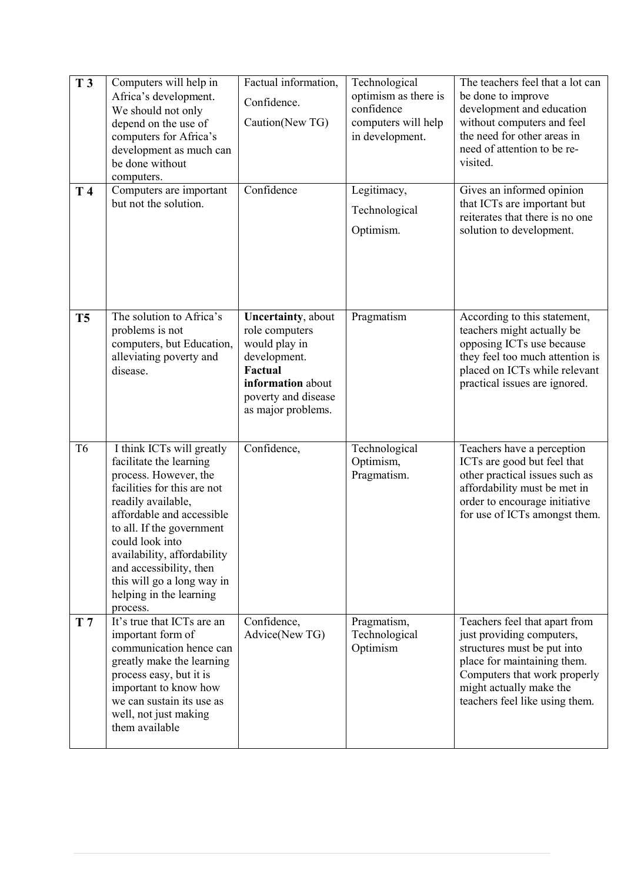| | | | | |
|---|---|---|---|---|
| **T 3** | Computers will help in Africa's development. We should not only depend on the use of computers for Africa's development as much can be done without computers. | Factual information, Confidence. Caution(New TG) | Technological optimism as there is confidence computers will help in development. | The teachers feel that a lot can be done to improve development and education without computers and feel the need for other areas in need of attention to be re-visited. |
| **T 4** | Computers are important but not the solution. | Confidence | Legitimacy, Technological Optimism. | Gives an informed opinion that ICTs are important but reiterates that there is no one solution to development. |
| **T5** | The solution to Africa's problems is not computers, but Education, alleviating poverty and disease. | **Uncertainty**, about role computers would play in development. **Factual information** about poverty and disease as major problems. | Pragmatism | According to this statement, teachers might actually be opposing ICTs use because they feel too much attention is placed on ICTs while relevant practical issues are ignored. |
| T6 | I think ICTs will greatly facilitate the learning process. However, the facilities for this are not readily available, affordable and accessible to all. If the government could look into availability, affordability and accessibility, then this will go a long way in helping in the learning process. | Confidence, | Technological Optimism, Pragmatism. | Teachers have a perception ICTs are good but feel that other practical issues such as affordability must be met in order to encourage initiative for use of ICTs amongst them. |
| **T 7** | It's true that ICTs are an important form of communication hence can greatly make the learning process easy, but it is important to know how we can sustain its use as well, not just making them available | Confidence, Advice(New TG) | Pragmatism, Technological Optimism | Teachers feel that apart from just providing computers, structures must be put into place for maintaining them. Computers that work properly might actually make the teachers feel like using them. |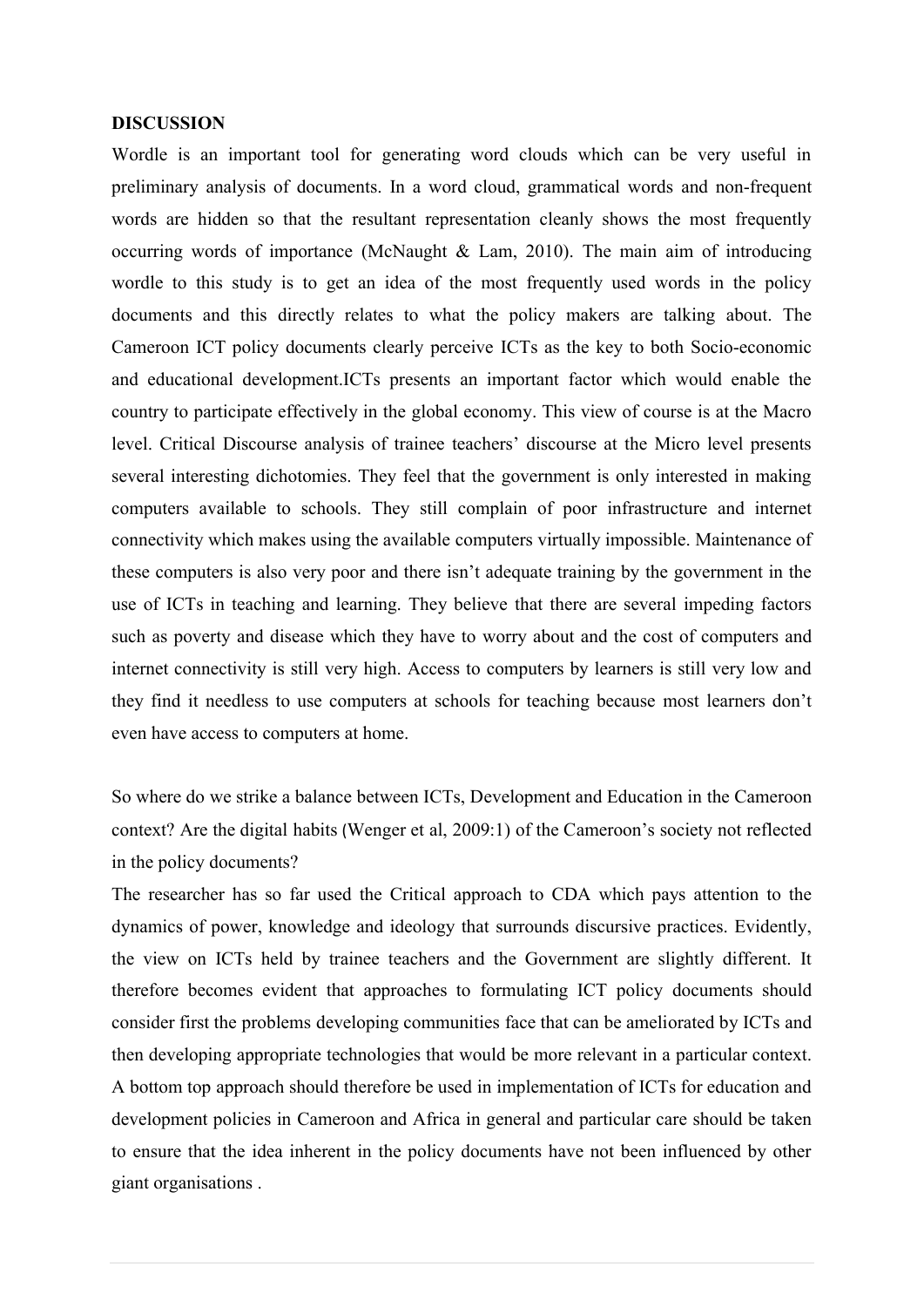**DISCUSSION**

Wordle is an important tool for generating word clouds which can be very useful in preliminary analysis of documents. In a word cloud, grammatical words and non-frequent words are hidden so that the resultant representation cleanly shows the most frequently occurring words of importance (McNaught & Lam, 2010). The main aim of introducing wordle to this study is to get an idea of the most frequently used words in the policy documents and this directly relates to what the policy makers are talking about. The Cameroon ICT policy documents clearly perceive ICTs as the key to both Socio-economic and educational development.ICTs presents an important factor which would enable the country to participate effectively in the global economy. This view of course is at the Macro level. Critical Discourse analysis of trainee teachers' discourse at the Micro level presents several interesting dichotomies. They feel that the government is only interested in making computers available to schools. They still complain of poor infrastructure and internet connectivity which makes using the available computers virtually impossible. Maintenance of these computers is also very poor and there isn't adequate training by the government in the use of ICTs in teaching and learning. They believe that there are several impeding factors such as poverty and disease which they have to worry about and the cost of computers and internet connectivity is still very high. Access to computers by learners is still very low and they find it needless to use computers at schools for teaching because most learners don't even have access to computers at home.

So where do we strike a balance between ICTs, Development and Education in the Cameroon context? Are the digital habits (Wenger et al, 2009:1) of the Cameroon's society not reflected in the policy documents?

The researcher has so far used the Critical approach to CDA which pays attention to the dynamics of power, knowledge and ideology that surrounds discursive practices. Evidently, the view on ICTs held by trainee teachers and the Government are slightly different. It therefore becomes evident that approaches to formulating ICT policy documents should consider first the problems developing communities face that can be ameliorated by ICTs and then developing appropriate technologies that would be more relevant in a particular context. A bottom top approach should therefore be used in implementation of ICTs for education and development policies in Cameroon and Africa in general and particular care should be taken to ensure that the idea inherent in the policy documents have not been influenced by other giant organisations .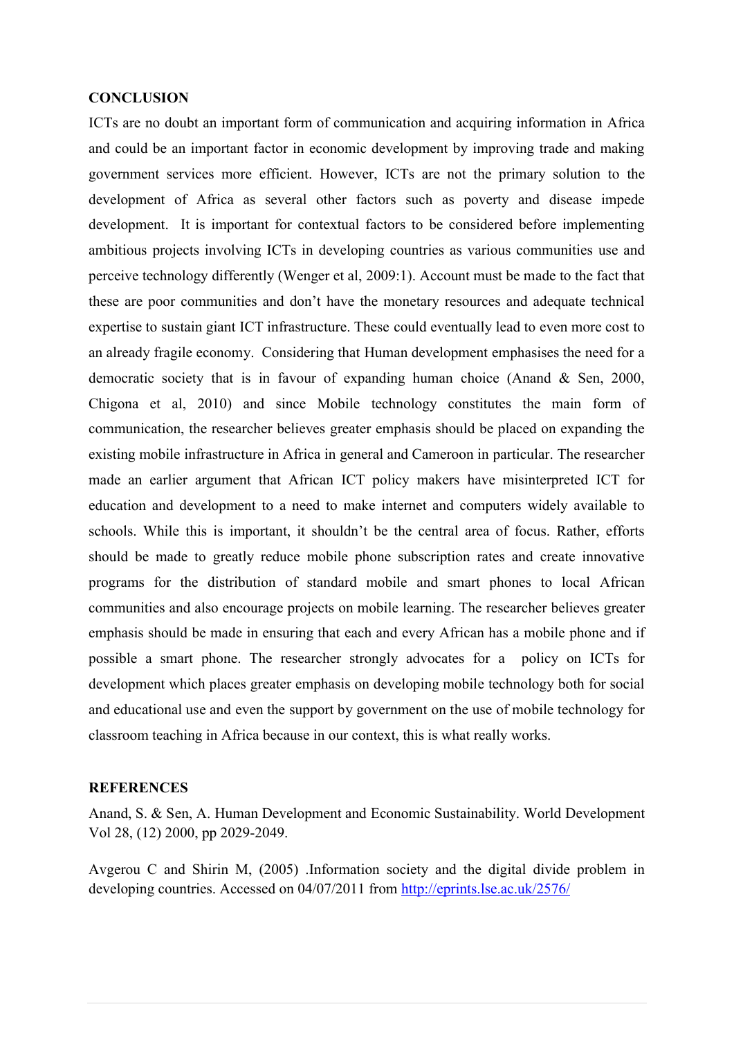## CONCLUSION

ICTs are no doubt an important form of communication and acquiring information in Africa and could be an important factor in economic development by improving trade and making government services more efficient. However, ICTs are not the primary solution to the development of Africa as several other factors such as poverty and disease impede development. It is important for contextual factors to be considered before implementing ambitious projects involving ICTs in developing countries as various communities use and perceive technology differently (Wenger et al, 2009:1). Account must be made to the fact that these are poor communities and don't have the monetary resources and adequate technical expertise to sustain giant ICT infrastructure. These could eventually lead to even more cost to an already fragile economy. Considering that Human development emphasises the need for a democratic society that is in favour of expanding human choice (Anand & Sen, 2000, Chigona et al, 2010) and since Mobile technology constitutes the main form of communication, the researcher believes greater emphasis should be placed on expanding the existing mobile infrastructure in Africa in general and Cameroon in particular. The researcher made an earlier argument that African ICT policy makers have misinterpreted ICT for education and development to a need to make internet and computers widely available to schools. While this is important, it shouldn't be the central area of focus. Rather, efforts should be made to greatly reduce mobile phone subscription rates and create innovative programs for the distribution of standard mobile and smart phones to local African communities and also encourage projects on mobile learning. The researcher believes greater emphasis should be made in ensuring that each and every African has a mobile phone and if possible a smart phone. The researcher strongly advocates for a policy on ICTs for development which places greater emphasis on developing mobile technology both for social and educational use and even the support by government on the use of mobile technology for classroom teaching in Africa because in our context, this is what really works.

## REFERENCES

Anand, S. & Sen, A. Human Development and Economic Sustainability. World Development Vol 28, (12) 2000, pp 2029-2049.

Avgerou C and Shirin M, (2005) .Information society and the digital divide problem in developing countries. Accessed on 04/07/2011 from http://eprints.lse.ac.uk/2576/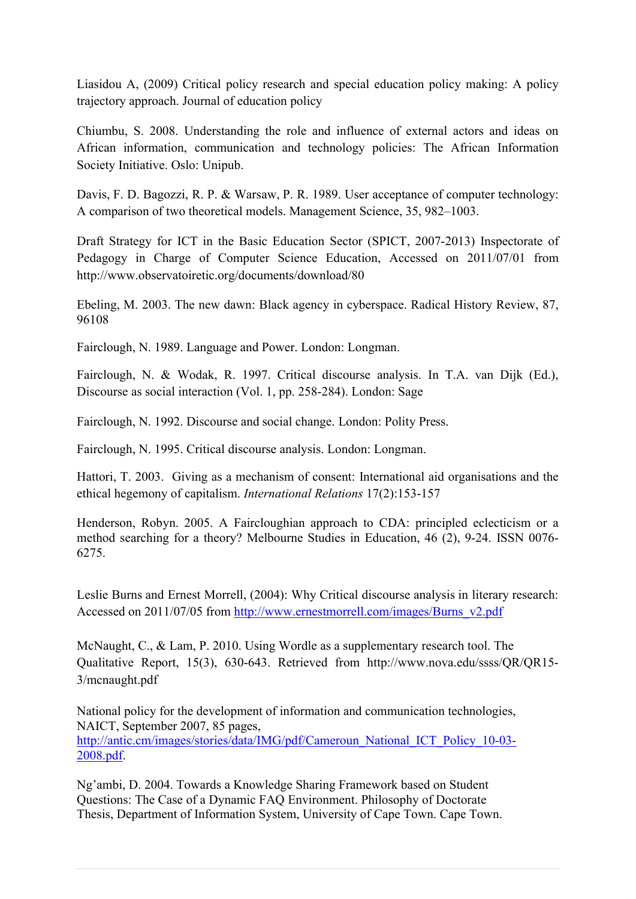Liasidou A, (2009) Critical policy research and special education policy making: A policy trajectory approach. Journal of education policy

Chiumbu, S. 2008. Understanding the role and influence of external actors and ideas on African information, communication and technology policies: The African Information Society Initiative. Oslo: Unipub.

Davis, F. D. Bagozzi, R. P. & Warsaw, P. R. 1989. User acceptance of computer technology: A comparison of two theoretical models. Management Science, 35, 982–1003.

Draft Strategy for ICT in the Basic Education Sector (SPICT, 2007-2013) Inspectorate of Pedagogy in Charge of Computer Science Education, Accessed on 2011/07/01 from http://www.observatoiretic.org/documents/download/80

Ebeling, M. 2003. The new dawn: Black agency in cyberspace. Radical History Review, 87, 96108

Fairclough, N. 1989. Language and Power. London: Longman.

Fairclough, N. & Wodak, R. 1997. Critical discourse analysis. In T.A. van Dijk (Ed.), Discourse as social interaction (Vol. 1, pp. 258-284). London: Sage

Fairclough, N. 1992. Discourse and social change. London: Polity Press.

Fairclough, N. 1995. Critical discourse analysis. London: Longman.

Hattori, T. 2003. Giving as a mechanism of consent: International aid organisations and the ethical hegemony of capitalism. *International Relations* 17(2):153-157

Henderson, Robyn. 2005. A Faircloughian approach to CDA: principled eclecticism or a method searching for a theory? Melbourne Studies in Education, 46 (2), 9-24. ISSN 0076-6275.

Leslie Burns and Ernest Morrell, (2004): Why Critical discourse analysis in literary research: Accessed on 2011/07/05 from http://www.ernestmorrell.com/images/Burns_v2.pdf

McNaught, C., & Lam, P. 2010. Using Wordle as a supplementary research tool. The Qualitative Report, 15(3), 630-643. Retrieved from http://www.nova.edu/ssss/QR/QR15-3/mcnaught.pdf

National policy for the development of information and communication technologies, NAICT, September 2007, 85 pages, http://antic.cm/images/stories/data/IMG/pdf/Cameroun_National_ICT_Policy_10-03-2008.pdf.

Ng'ambi, D. 2004. Towards a Knowledge Sharing Framework based on Student Questions: The Case of a Dynamic FAQ Environment. Philosophy of Doctorate Thesis, Department of Information System, University of Cape Town. Cape Town.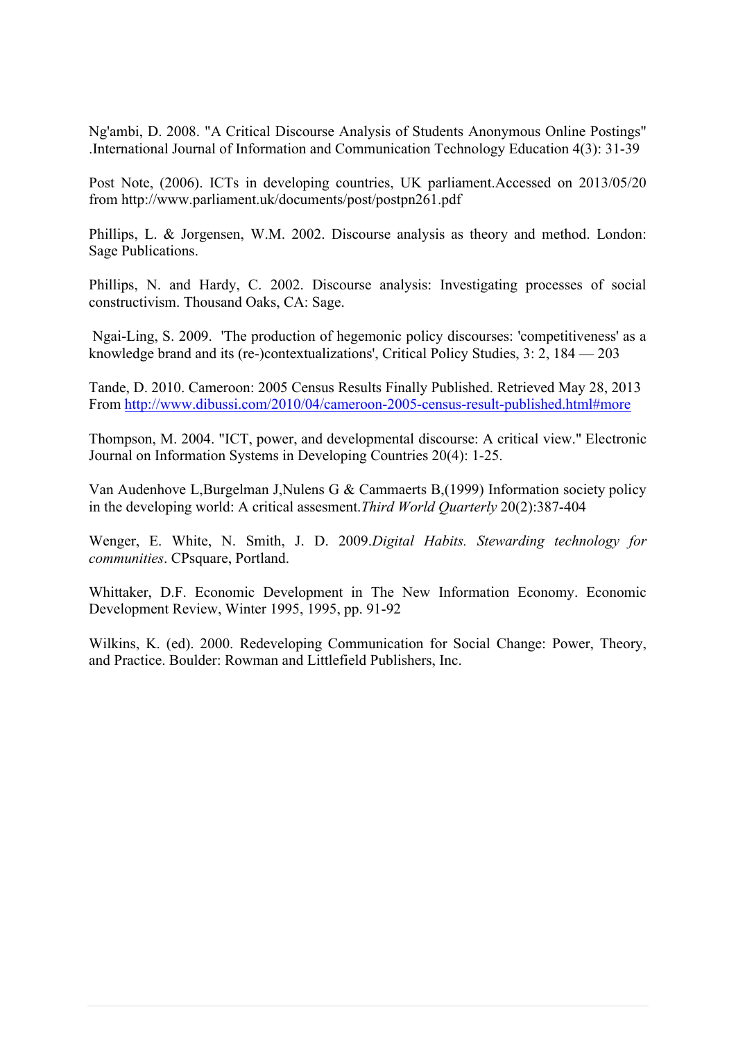Ng'ambi, D. 2008. "A Critical Discourse Analysis of Students Anonymous Online Postings" .International Journal of Information and Communication Technology Education 4(3): 31-39

Post Note, (2006). ICTs in developing countries, UK parliament.Accessed on 2013/05/20 from http://www.parliament.uk/documents/post/postpn261.pdf

Phillips, L. & Jorgensen, W.M. 2002. Discourse analysis as theory and method. London: Sage Publications.

Phillips, N. and Hardy, C. 2002. Discourse analysis: Investigating processes of social constructivism. Thousand Oaks, CA: Sage.

Ngai-Ling, S. 2009. 'The production of hegemonic policy discourses: 'competitiveness' as a knowledge brand and its (re-)contextualizations', Critical Policy Studies, 3: 2, 184 — 203

Tande, D. 2010. Cameroon: 2005 Census Results Finally Published. Retrieved May 28, 2013 From http://www.dibussi.com/2010/04/cameroon-2005-census-result-published.html#more

Thompson, M. 2004. "ICT, power, and developmental discourse: A critical view." Electronic Journal on Information Systems in Developing Countries 20(4): 1-25.

Van Audenhove L,Burgelman J,Nulens G & Cammaerts B,(1999) Information society policy in the developing world: A critical assesment.*Third World Quarterly* 20(2):387-404

Wenger, E. White, N. Smith, J. D. 2009.*Digital Habits. Stewarding technology for communities*. CPsquare, Portland.

Whittaker, D.F. Economic Development in The New Information Economy. Economic Development Review, Winter 1995, 1995, pp. 91-92

Wilkins, K. (ed). 2000. Redeveloping Communication for Social Change: Power, Theory, and Practice. Boulder: Rowman and Littlefield Publishers, Inc.